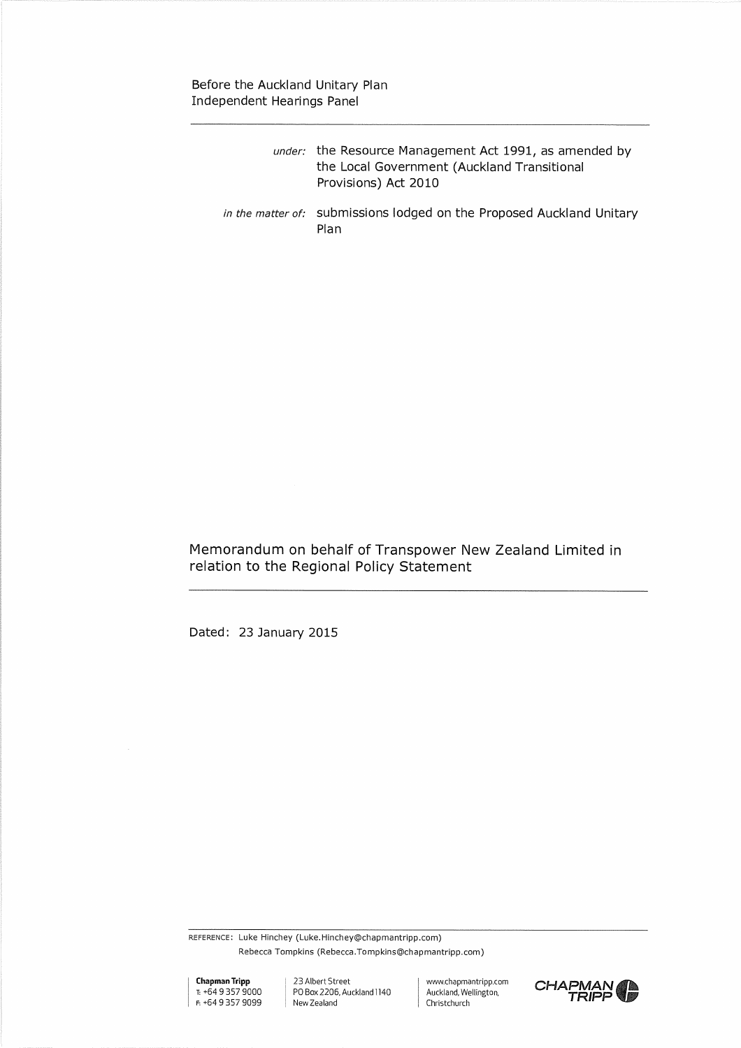Before the Auckland Unitary Plan
Independent Hearings Panel

---

*under:* the Resource Management Act 1991, as amended by the Local Government (Auckland Transitional Provisions) Act 2010

*in the matter of:* submissions lodged on the Proposed Auckland Unitary Plan

# Memorandum on behalf of Transpower New Zealand Limited in relation to the Regional Policy Statement

---

Dated: 23 January 2015

---

REFERENCE: Luke Hinchey (Luke.Hinchey@chapmantripp.com)
Rebecca Tompkins (Rebecca.Tompkins@chapmantripp.com)

**Chapman Tripp**
T: +64 9 357 9000
F: +64 9 357 9099

23 Albert Street
PO Box 2206, Auckland 1140
New Zealand

www.chapmantripp.com
Auckland, Wellington,
Christchurch

CHAPMAN TRIPP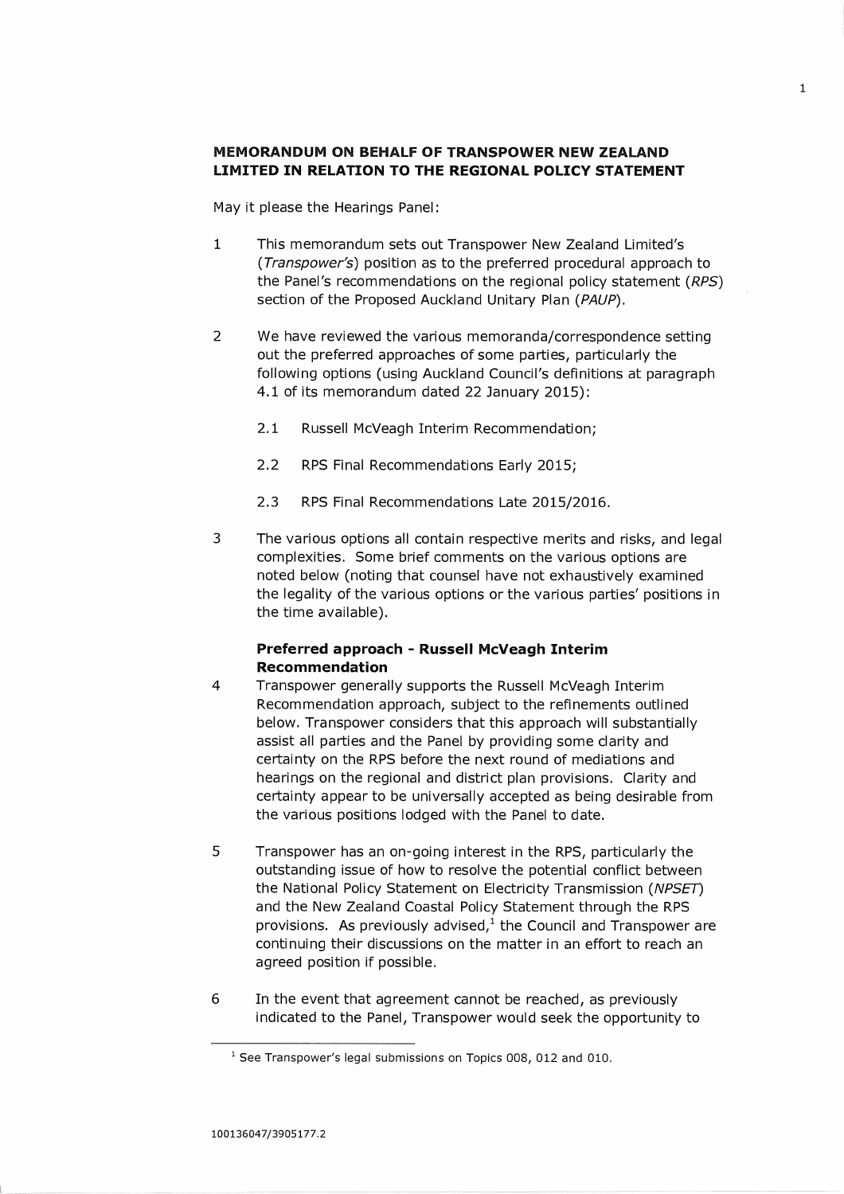**MEMORANDUM ON BEHALF OF TRANSPOWER NEW ZEALAND LIMITED IN RELATION TO THE REGIONAL POLICY STATEMENT**

May it please the Hearings Panel:

1 This memorandum sets out Transpower New Zealand Limited's (*Transpower's*) position as to the preferred procedural approach to the Panel's recommendations on the regional policy statement (*RPS*) section of the Proposed Auckland Unitary Plan (*PAUP*).

2 We have reviewed the various memoranda/correspondence setting out the preferred approaches of some parties, particularly the following options (using Auckland Council's definitions at paragraph 4.1 of its memorandum dated 22 January 2015):

 2.1 Russell McVeagh Interim Recommendation;

 2.2 RPS Final Recommendations Early 2015;

 2.3 RPS Final Recommendations Late 2015/2016.

3 The various options all contain respective merits and risks, and legal complexities. Some brief comments on the various options are noted below (noting that counsel have not exhaustively examined the legality of the various options or the various parties' positions in the time available).

**Preferred approach - Russell McVeagh Interim Recommendation**

4 Transpower generally supports the Russell McVeagh Interim Recommendation approach, subject to the refinements outlined below. Transpower considers that this approach will substantially assist all parties and the Panel by providing some clarity and certainty on the RPS before the next round of mediations and hearings on the regional and district plan provisions. Clarity and certainty appear to be universally accepted as being desirable from the various positions lodged with the Panel to date.

5 Transpower has an on-going interest in the RPS, particularly the outstanding issue of how to resolve the potential conflict between the National Policy Statement on Electricity Transmission (*NPSET*) and the New Zealand Coastal Policy Statement through the RPS provisions. As previously advised,[1] the Council and Transpower are continuing their discussions on the matter in an effort to reach an agreed position if possible.

6 In the event that agreement cannot be reached, as previously indicated to the Panel, Transpower would seek the opportunity to

[1] See Transpower's legal submissions on Topics 008, 012 and 010.

100136047/3905177.2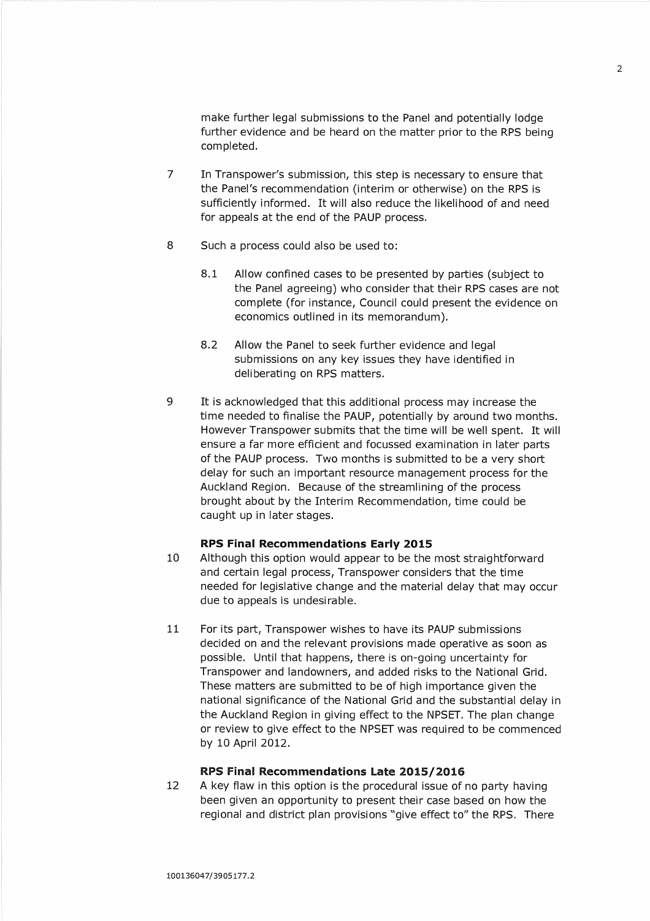make further legal submissions to the Panel and potentially lodge further evidence and be heard on the matter prior to the RPS being completed.

7 In Transpower's submission, this step is necessary to ensure that the Panel's recommendation (interim or otherwise) on the RPS is sufficiently informed. It will also reduce the likelihood of and need for appeals at the end of the PAUP process.

8 Such a process could also be used to:

8.1 Allow confined cases to be presented by parties (subject to the Panel agreeing) who consider that their RPS cases are not complete (for instance, Council could present the evidence on economics outlined in its memorandum).

8.2 Allow the Panel to seek further evidence and legal submissions on any key issues they have identified in deliberating on RPS matters.

9 It is acknowledged that this additional process may increase the time needed to finalise the PAUP, potentially by around two months. However Transpower submits that the time will be well spent. It will ensure a far more efficient and focussed examination in later parts of the PAUP process. Two months is submitted to be a very short delay for such an important resource management process for the Auckland Region. Because of the streamlining of the process brought about by the Interim Recommendation, time could be caught up in later stages.

**RPS Final Recommendations Early 2015**

10 Although this option would appear to be the most straightforward and certain legal process, Transpower considers that the time needed for legislative change and the material delay that may occur due to appeals is undesirable.

11 For its part, Transpower wishes to have its PAUP submissions decided on and the relevant provisions made operative as soon as possible. Until that happens, there is on-going uncertainty for Transpower and landowners, and added risks to the National Grid. These matters are submitted to be of high importance given the national significance of the National Grid and the substantial delay in the Auckland Region in giving effect to the NPSET. The plan change or review to give effect to the NPSET was required to be commenced by 10 April 2012.

**RPS Final Recommendations Late 2015/2016**

12 A key flaw in this option is the procedural issue of no party having been given an opportunity to present their case based on how the regional and district plan provisions "give effect to" the RPS. There

100136047/3905177.2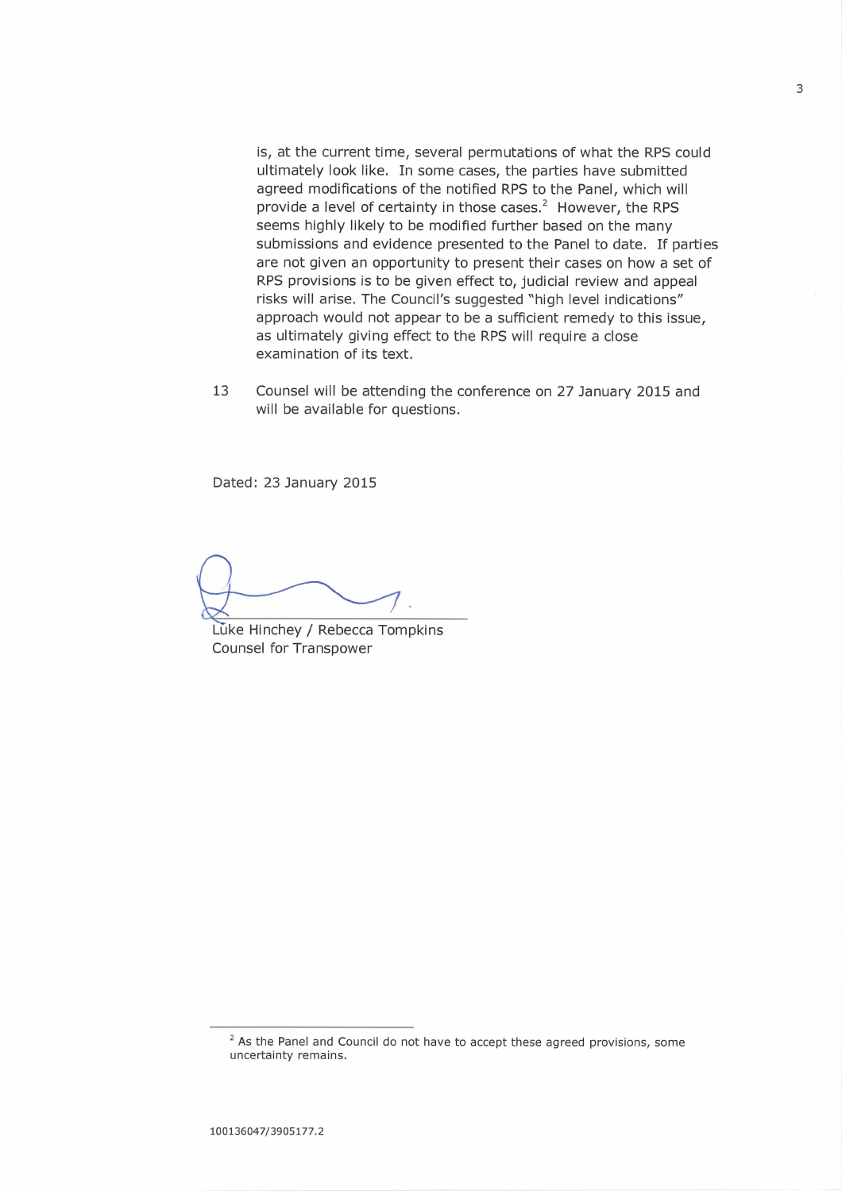is, at the current time, several permutations of what the RPS could ultimately look like. In some cases, the parties have submitted agreed modifications of the notified RPS to the Panel, which will provide a level of certainty in those cases.[2] However, the RPS seems highly likely to be modified further based on the many submissions and evidence presented to the Panel to date. If parties are not given an opportunity to present their cases on how a set of RPS provisions is to be given effect to, judicial review and appeal risks will arise. The Council's suggested "high level indications" approach would not appear to be a sufficient remedy to this issue, as ultimately giving effect to the RPS will require a close examination of its text.

13 Counsel will be attending the conference on 27 January 2015 and will be available for questions.

Dated: 23 January 2015

Luke Hinchey / Rebecca Tompkins
Counsel for Transpower

[2] As the Panel and Council do not have to accept these agreed provisions, some uncertainty remains.

100136047/3905177.2